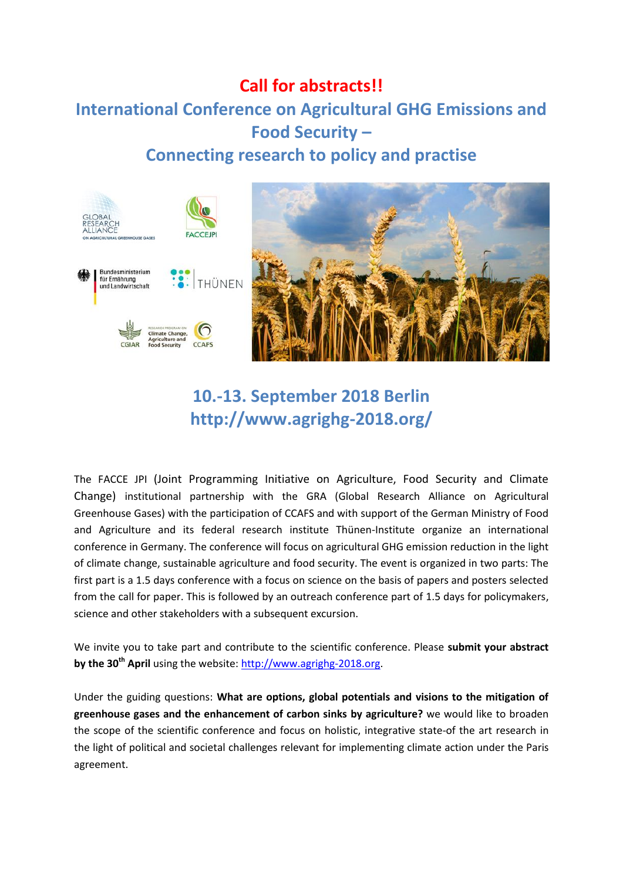# Call for abstracts!!

# International Conference on Agricultural GHG Emissions and Food Security – Connecting research to policy and practise

## 10.-13. September 2018 Berlin
## http://www.agrighg-2018.org/

The FACCE JPI (Joint Programming Initiative on Agriculture, Food Security and Climate Change) institutional partnership with the GRA (Global Research Alliance on Agricultural Greenhouse Gases) with the participation of CCAFS and with support of the German Ministry of Food and Agriculture and its federal research institute Thünen-Institute organize an international conference in Germany. The conference will focus on agricultural GHG emission reduction in the light of climate change, sustainable agriculture and food security. The event is organized in two parts: The first part is a 1.5 days conference with a focus on science on the basis of papers and posters selected from the call for paper. This is followed by an outreach conference part of 1.5 days for policymakers, science and other stakeholders with a subsequent excursion.

We invite you to take part and contribute to the scientific conference. Please **submit your abstract by the 30th April** using the website: http://www.agrighg-2018.org.

Under the guiding questions: **What are options, global potentials and visions to the mitigation of greenhouse gases and the enhancement of carbon sinks by agriculture?** we would like to broaden the scope of the scientific conference and focus on holistic, integrative state-of the art research in the light of political and societal challenges relevant for implementing climate action under the Paris agreement.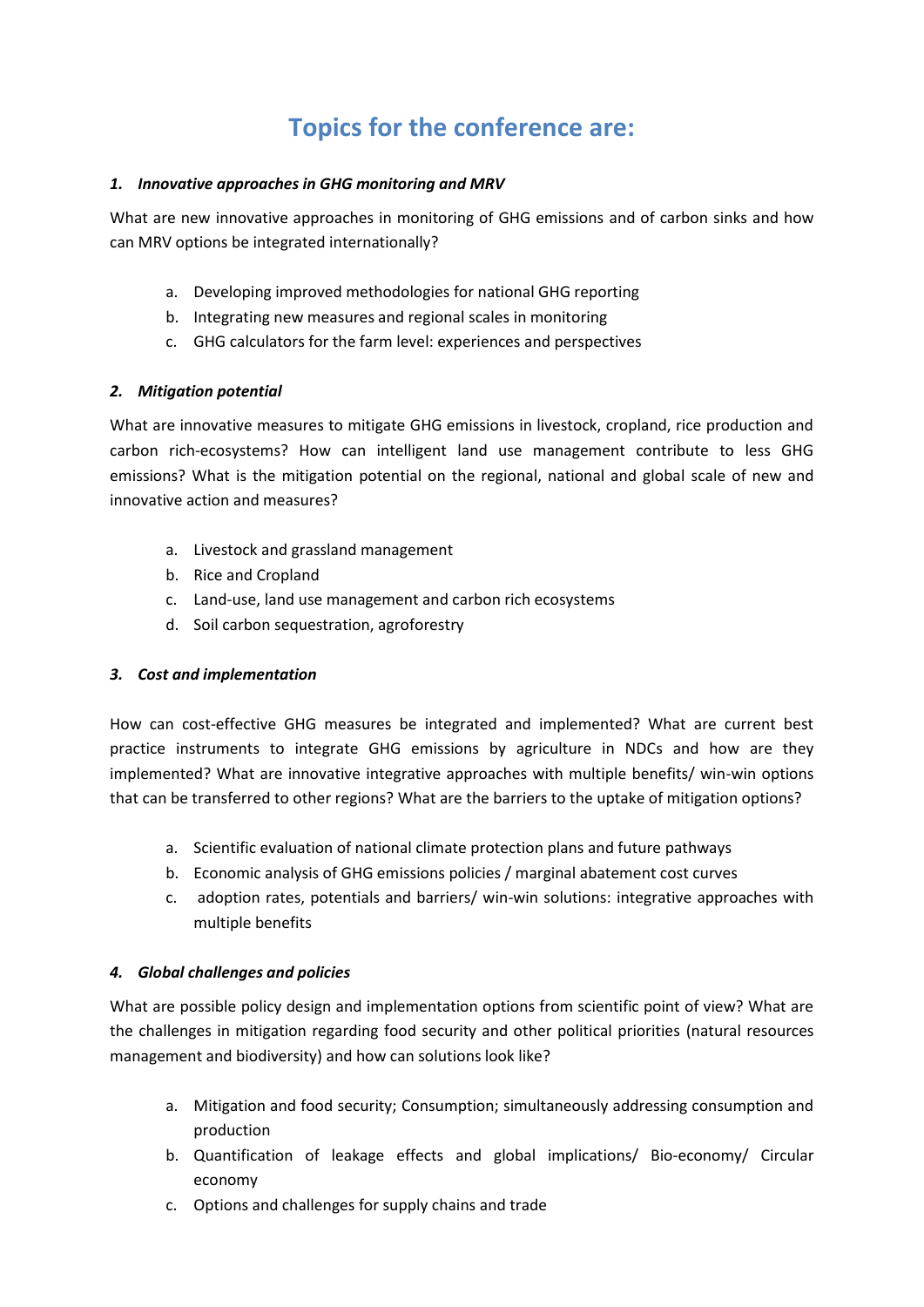# Topics for the conference are:

### 1. *Innovative approaches in GHG monitoring and MRV*

What are new innovative approaches in monitoring of GHG emissions and of carbon sinks and how can MRV options be integrated internationally?

a. Developing improved methodologies for national GHG reporting
b. Integrating new measures and regional scales in monitoring
c. GHG calculators for the farm level: experiences and perspectives

### 2. *Mitigation potential*

What are innovative measures to mitigate GHG emissions in livestock, cropland, rice production and carbon rich-ecosystems? How can intelligent land use management contribute to less GHG emissions? What is the mitigation potential on the regional, national and global scale of new and innovative action and measures?

a. Livestock and grassland management
b. Rice and Cropland
c. Land-use, land use management and carbon rich ecosystems
d. Soil carbon sequestration, agroforestry

### 3. *Cost and implementation*

How can cost-effective GHG measures be integrated and implemented? What are current best practice instruments to integrate GHG emissions by agriculture in NDCs and how are they implemented? What are innovative integrative approaches with multiple benefits/ win-win options that can be transferred to other regions? What are the barriers to the uptake of mitigation options?

a. Scientific evaluation of national climate protection plans and future pathways
b. Economic analysis of GHG emissions policies / marginal abatement cost curves
c. adoption rates, potentials and barriers/ win-win solutions: integrative approaches with multiple benefits

### 4. *Global challenges and policies*

What are possible policy design and implementation options from scientific point of view? What are the challenges in mitigation regarding food security and other political priorities (natural resources management and biodiversity) and how can solutions look like?

a. Mitigation and food security; Consumption; simultaneously addressing consumption and production
b. Quantification of leakage effects and global implications/ Bio-economy/ Circular economy
c. Options and challenges for supply chains and trade